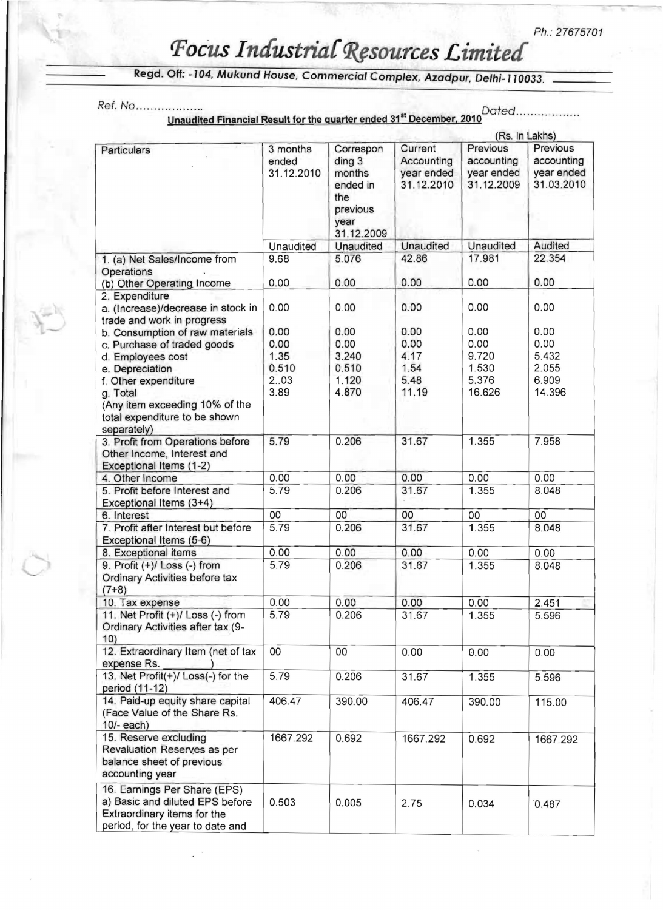Ph.: 27675701

# Focus Industrial Resources Limited

**Regd. Off: -104, Mukund House, Commercial Complex, Azadpur, Delhi-110033.**

Ref. No.................. Dated..................

**Unaudited Financial Result for the quarter ended 31st December, 2010**

(Rs. In Lakhs)

| Particulars | 3 months ended 31.12.2010 | Corresponding 3 months ended in the previous year 31.12.2009 | Current Accounting year ended 31.12.2010 | Previous accounting year ended 31.12.2009 | Previous accounting year ended 31.03.2010 |
|---|---|---|---|---|---|
| | Unaudited | Unaudited | Unaudited | Unaudited | Audited |
| 1. (a) Net Sales/Income from Operations | 9.68 | 5.076 | 42.86 | 17.981 | 22.354 |
| (b) Other Operating Income | 0.00 | 0.00 | 0.00 | 0.00 | 0.00 |
| 2. Expenditure | | | | | |
| a. (Increase)/decrease in stock in trade and work in progress | 0.00 | 0.00 | 0.00 | 0.00 | 0.00 |
| b. Consumption of raw materials | 0.00 | 0.00 | 0.00 | 0.00 | 0.00 |
| c. Purchase of traded goods | 0.00 | 0.00 | 0.00 | 0.00 | 0.00 |
| d. Employees cost | 1.35 | 3.240 | 4.17 | 9.720 | 5.432 |
| e. Depreciation | 0.510 | 0.510 | 1.54 | 1.530 | 2.055 |
| f. Other expenditure | 2..03 | 1.120 | 5.48 | 5.376 | 6.909 |
| g. Total (Any item exceeding 10% of the total expenditure to be shown separately) | 3.89 | 4.870 | 11.19 | 16.626 | 14.396 |
| 3. Profit from Operations before Other Income, Interest and Exceptional Items (1-2) | 5.79 | 0.206 | 31.67 | 1.355 | 7.958 |
| 4. Other Income | 0.00 | 0.00 | 0.00 | 0.00 | 0.00 |
| 5. Profit before Interest and Exceptional Items (3+4) | 5.79 | 0.206 | 31.67 | 1.355 | 8.048 |
| 6. Interest | 00 | 00 | 00 | 00 | 00 |
| 7. Profit after Interest but before Exceptional Items (5-6) | 5.79 | 0.206 | 31.67 | 1.355 | 8.048 |
| 8. Exceptional items | 0.00 | 0.00 | 0.00 | 0.00 | 0.00 |
| 9. Profit (+)/ Loss (-) from Ordinary Activities before tax (7+8) | 5.79 | 0.206 | 31.67 | 1.355 | 8.048 |
| 10. Tax expense | 0.00 | 0.00 | 0.00 | 0.00 | 2.451 |
| 11. Net Profit (+)/ Loss (-) from Ordinary Activities after tax (9-10) | 5.79 | 0.206 | 31.67 | 1.355 | 5.596 |
| 12. Extraordinary Item (net of tax expense Rs. ________) | 00 | 00 | 0.00 | 0.00 | 0.00 |
| 13. Net Profit(+)/ Loss(-) for the period (11-12) | 5.79 | 0.206 | 31.67 | 1.355 | 5.596 |
| 14. Paid-up equity share capital (Face Value of the Share Rs. 10/- each) | 406.47 | 390.00 | 406.47 | 390.00 | 115.00 |
| 15. Reserve excluding Revaluation Reserves as per balance sheet of previous accounting year | 1667.292 | 0.692 | 1667.292 | 0.692 | 1667.292 |
| 16. Earnings Per Share (EPS) a) Basic and diluted EPS before Extraordinary items for the period, for the year to date and | 0.503 | 0.005 | 2.75 | 0.034 | 0.487 |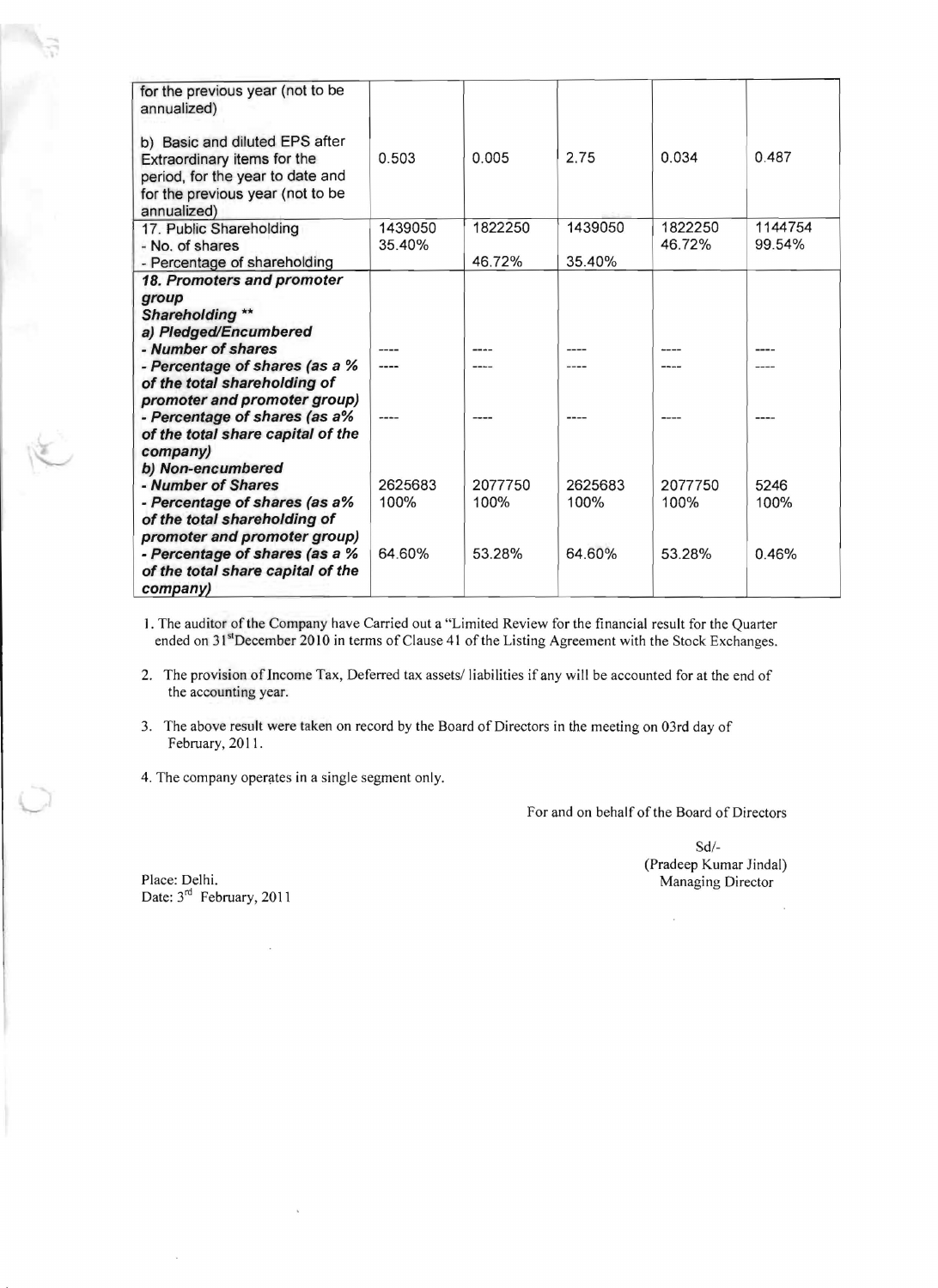| | | | | | |
|---|---|---|---|---|---|
| for the previous year (not to be annualized) | | | | | |
| b) Basic and diluted EPS after Extraordinary items for the period, for the year to date and for the previous year (not to be annualized) | 0.503 | 0.005 | 2.75 | 0.034 | 0.487 |
| 17. Public Shareholding<br>- No. of shares<br>- Percentage of shareholding | 1439050<br>35.40% | 1822250<br>46.72% | 1439050<br>35.40% | 1822250<br>46.72% | 1144754<br>99.54% |
| ***18. Promoters and promoter group Shareholding \*\**** | | | | | |
| ***a) Pledged/Encumbered*** | | | | | |
| ***- Number of shares*** | ---- | ---- | ---- | ---- | ---- |
| ***- Percentage of shares (as a % of the total shareholding of promoter and promoter group)*** | ---- | ---- | ---- | ---- | ---- |
| ***- Percentage of shares (as a% of the total share capital of the company)*** | ---- | ---- | ---- | ---- | ---- |
| ***b) Non-encumbered*** | | | | | |
| ***- Number of Shares*** | 2625683 | 2077750 | 2625683 | 2077750 | 5246 |
| ***- Percentage of shares (as a% of the total shareholding of promoter and promoter group)*** | 100% | 100% | 100% | 100% | 100% |
| ***- Percentage of shares (as a % of the total share capital of the company)*** | 64.60% | 53.28% | 64.60% | 53.28% | 0.46% |

1. The auditor of the Company have Carried out a "Limited Review for the financial result for the Quarter ended on 31st December 2010 in terms of Clause 41 of the Listing Agreement with the Stock Exchanges.

2. The provision of Income Tax, Deferred tax assets/ liabilities if any will be accounted for at the end of the accounting year.

3. The above result were taken on record by the Board of Directors in the meeting on 03rd day of February, 2011.

4. The company operates in a single segment only.

For and on behalf of the Board of Directors

Sd/-
(Pradeep Kumar Jindal)
Managing Director

Place: Delhi.
Date: 3rd February, 2011